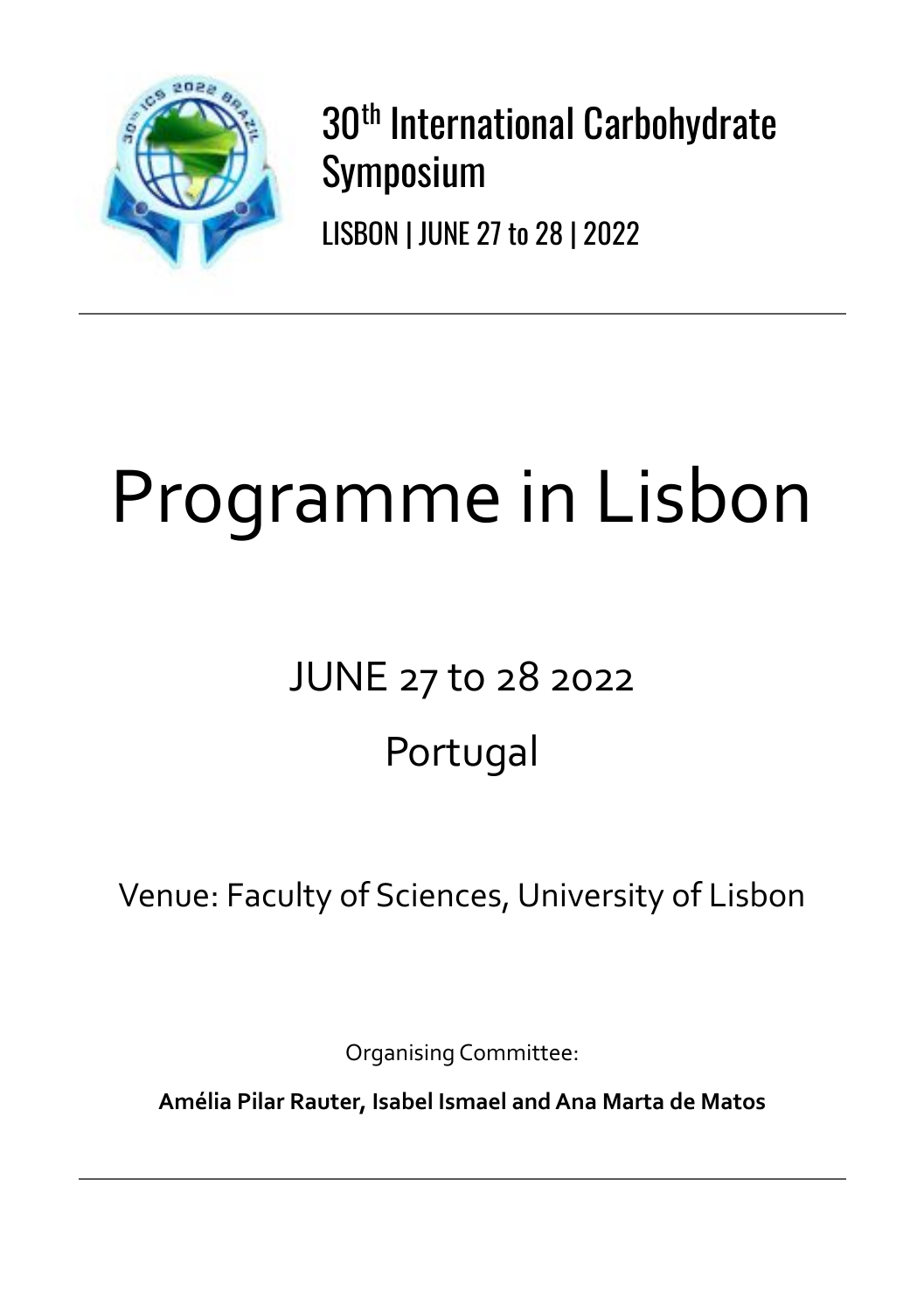30th International Carbohydrate Symposium

LISBON | JUNE 27 to 28 | 2022

# Programme in Lisbon

JUNE 27 to 28 2022

Portugal

Venue: Faculty of Sciences, University of Lisbon

Organising Committee:

**Amélia Pilar Rauter, Isabel Ismael and Ana Marta de Matos**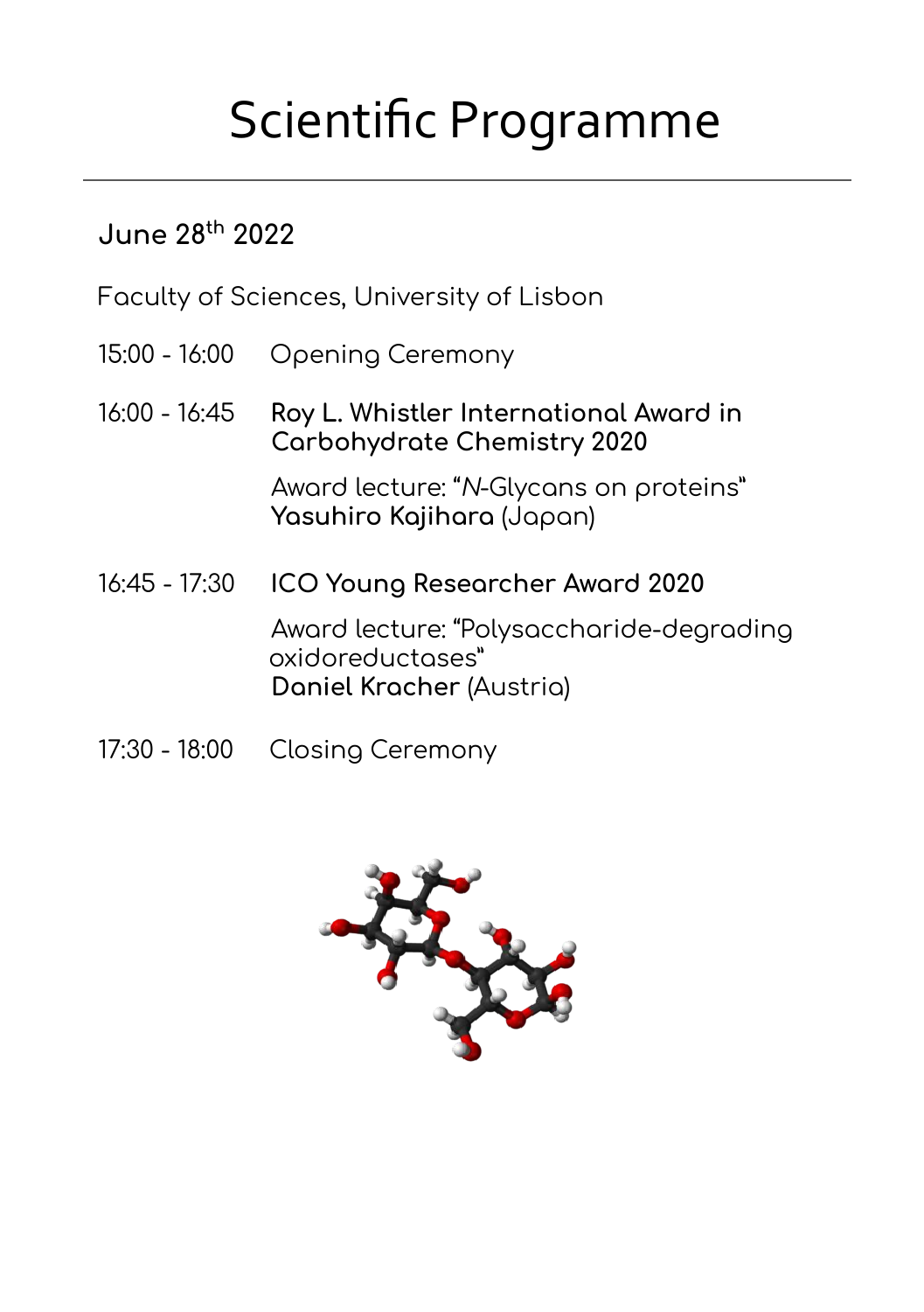# Scientific Programme

## June 28th 2022

Faculty of Sciences, University of Lisbon

15:00 - 16:00 Opening Ceremony

16:00 - 16:45 **Roy L. Whistler International Award in Carbohydrate Chemistry 2020**

Award lecture: "*N*-Glycans on proteins"
**Yasuhiro Kajihara** (Japan)

16:45 - 17:30 **ICO Young Researcher Award 2020**

Award lecture: "Polysaccharide-degrading oxidoreductases"
**Daniel Kracher** (Austria)

17:30 - 18:00 Closing Ceremony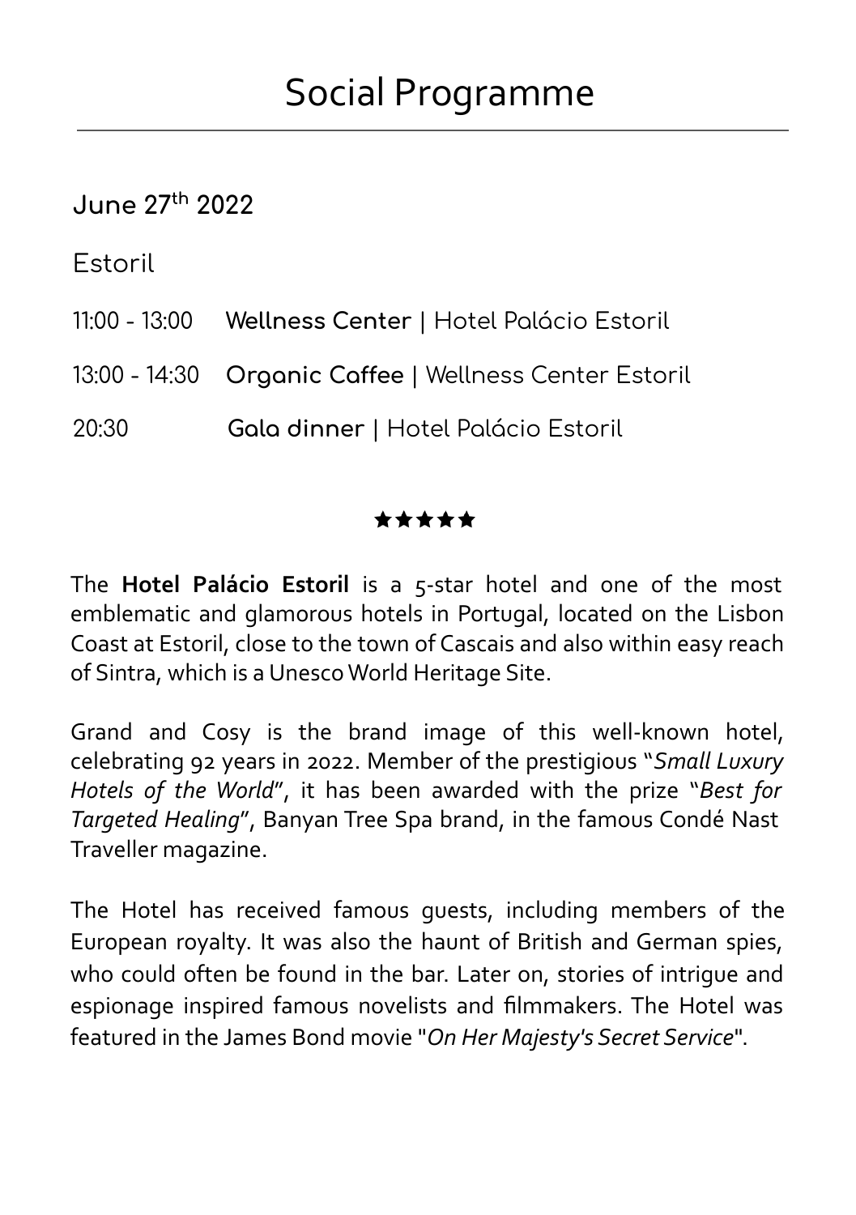# Social Programme

## June 27th 2022

Estoril

11:00 - 13:00 **Wellness Center** | Hotel Palácio Estoril

13:00 - 14:30 **Organic Caffee** | Wellness Center Estoril

20:30 **Gala dinner** | Hotel Palácio Estoril

★★★★★

The **Hotel Palácio Estoril** is a 5-star hotel and one of the most emblematic and glamorous hotels in Portugal, located on the Lisbon Coast at Estoril, close to the town of Cascais and also within easy reach of Sintra, which is a Unesco World Heritage Site.

Grand and Cosy is the brand image of this well-known hotel, celebrating 92 years in 2022. Member of the prestigious "*Small Luxury Hotels of the World*", it has been awarded with the prize "*Best for Targeted Healing*", Banyan Tree Spa brand, in the famous Condé Nast Traveller magazine.

The Hotel has received famous guests, including members of the European royalty. It was also the haunt of British and German spies, who could often be found in the bar. Later on, stories of intrigue and espionage inspired famous novelists and filmmakers. The Hotel was featured in the James Bond movie "*On Her Majesty's Secret Service*".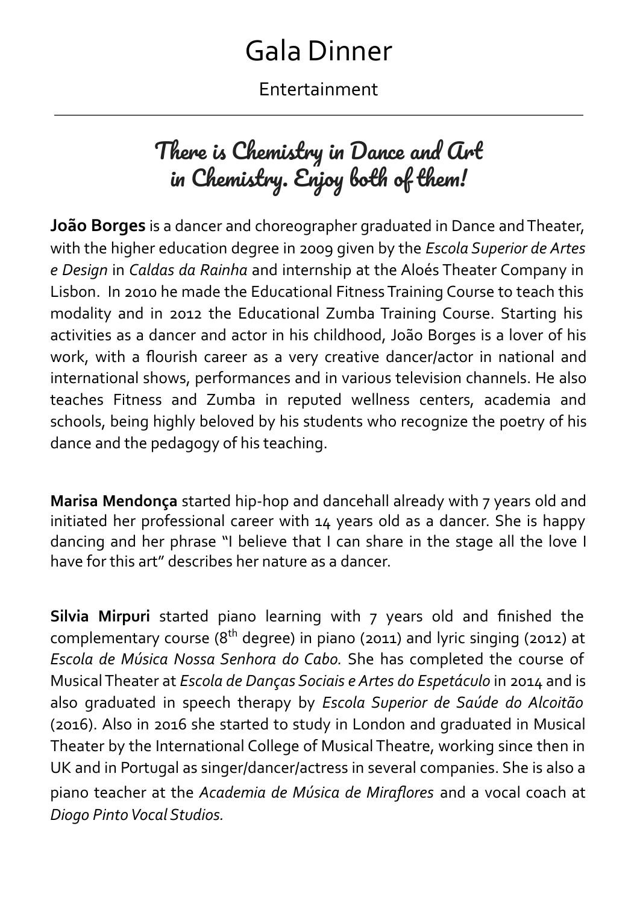# Gala Dinner

Entertainment

## There is Chemistry in Dance and Art in Chemistry. Enjoy both of them!

**João Borges** is a dancer and choreographer graduated in Dance and Theater, with the higher education degree in 2009 given by the *Escola Superior de Artes e Design* in *Caldas da Rainha* and internship at the Aloés Theater Company in Lisbon. In 2010 he made the Educational Fitness Training Course to teach this modality and in 2012 the Educational Zumba Training Course. Starting his activities as a dancer and actor in his childhood, João Borges is a lover of his work, with a flourish career as a very creative dancer/actor in national and international shows, performances and in various television channels. He also teaches Fitness and Zumba in reputed wellness centers, academia and schools, being highly beloved by his students who recognize the poetry of his dance and the pedagogy of his teaching.

**Marisa Mendonça** started hip-hop and dancehall already with 7 years old and initiated her professional career with 14 years old as a dancer. She is happy dancing and her phrase "I believe that I can share in the stage all the love I have for this art" describes her nature as a dancer.

**Silvia Mirpuri** started piano learning with 7 years old and finished the complementary course (8th degree) in piano (2011) and lyric singing (2012) at *Escola de Música Nossa Senhora do Cabo.* She has completed the course of Musical Theater at *Escola de Danças Sociais e Artes do Espetáculo* in 2014 and is also graduated in speech therapy by *Escola Superior de Saúde do Alcoitão* (2016). Also in 2016 she started to study in London and graduated in Musical Theater by the International College of Musical Theatre, working since then in UK and in Portugal as singer/dancer/actress in several companies. She is also a piano teacher at the *Academia de Música de Miraflores* and a vocal coach at *Diogo Pinto Vocal Studios.*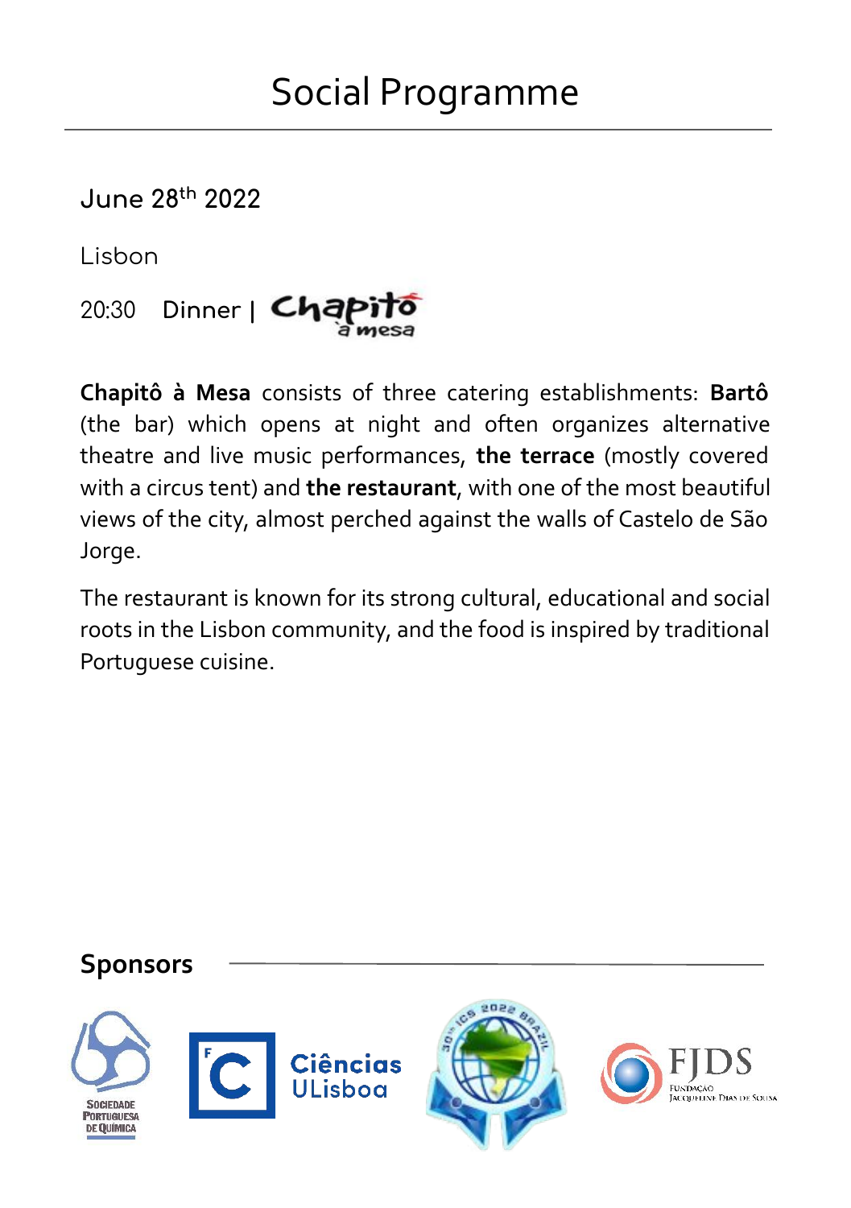# Social Programme

June 28th 2022

Lisbon

20:30 Dinner | Chapitô à mesa

**Chapitô à Mesa** consists of three catering establishments: **Bartô** (the bar) which opens at night and often organizes alternative theatre and live music performances, **the terrace** (mostly covered with a circus tent) and **the restaurant**, with one of the most beautiful views of the city, almost perched against the walls of Castelo de São Jorge.

The restaurant is known for its strong cultural, educational and social roots in the Lisbon community, and the food is inspired by traditional Portuguese cuisine.

## Sponsors

Sociedade Portuguesa de Química

Ciências ULisboa

30th ICS 2022 Brazil

FJDS Fundação Jacqueline Dias de Sousa